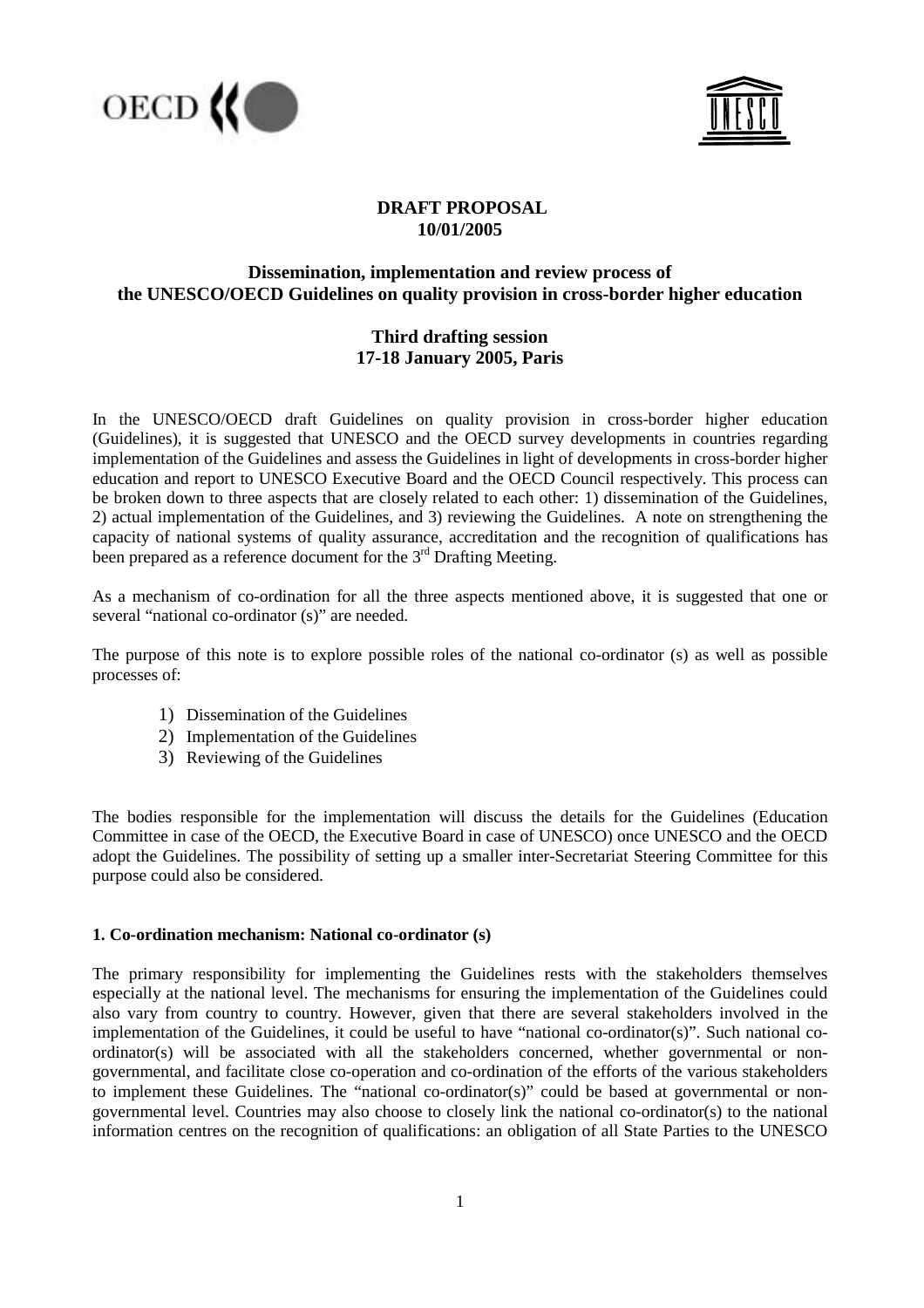**DRAFT PROPOSAL**
**10/01/2005**

## Dissemination, implementation and review process of the UNESCO/OECD Guidelines on quality provision in cross-border higher education

### Third drafting session
### 17-18 January 2005, Paris

In the UNESCO/OECD draft Guidelines on quality provision in cross-border higher education (Guidelines), it is suggested that UNESCO and the OECD survey developments in countries regarding implementation of the Guidelines and assess the Guidelines in light of developments in cross-border higher education and report to UNESCO Executive Board and the OECD Council respectively. This process can be broken down to three aspects that are closely related to each other: 1) dissemination of the Guidelines, 2) actual implementation of the Guidelines, and 3) reviewing the Guidelines. A note on strengthening the capacity of national systems of quality assurance, accreditation and the recognition of qualifications has been prepared as a reference document for the 3rd Drafting Meeting.

As a mechanism of co-ordination for all the three aspects mentioned above, it is suggested that one or several "national co-ordinator (s)" are needed.

The purpose of this note is to explore possible roles of the national co-ordinator (s) as well as possible processes of:

1) Dissemination of the Guidelines
2) Implementation of the Guidelines
3) Reviewing of the Guidelines

The bodies responsible for the implementation will discuss the details for the Guidelines (Education Committee in case of the OECD, the Executive Board in case of UNESCO) once UNESCO and the OECD adopt the Guidelines. The possibility of setting up a smaller inter-Secretariat Steering Committee for this purpose could also be considered.

#### 1. Co-ordination mechanism: National co-ordinator (s)

The primary responsibility for implementing the Guidelines rests with the stakeholders themselves especially at the national level. The mechanisms for ensuring the implementation of the Guidelines could also vary from country to country. However, given that there are several stakeholders involved in the implementation of the Guidelines, it could be useful to have "national co-ordinator(s)". Such national co-ordinator(s) will be associated with all the stakeholders concerned, whether governmental or non-governmental, and facilitate close co-operation and co-ordination of the efforts of the various stakeholders to implement these Guidelines. The "national co-ordinator(s)" could be based at governmental or non-governmental level. Countries may also choose to closely link the national co-ordinator(s) to the national information centres on the recognition of qualifications: an obligation of all State Parties to the UNESCO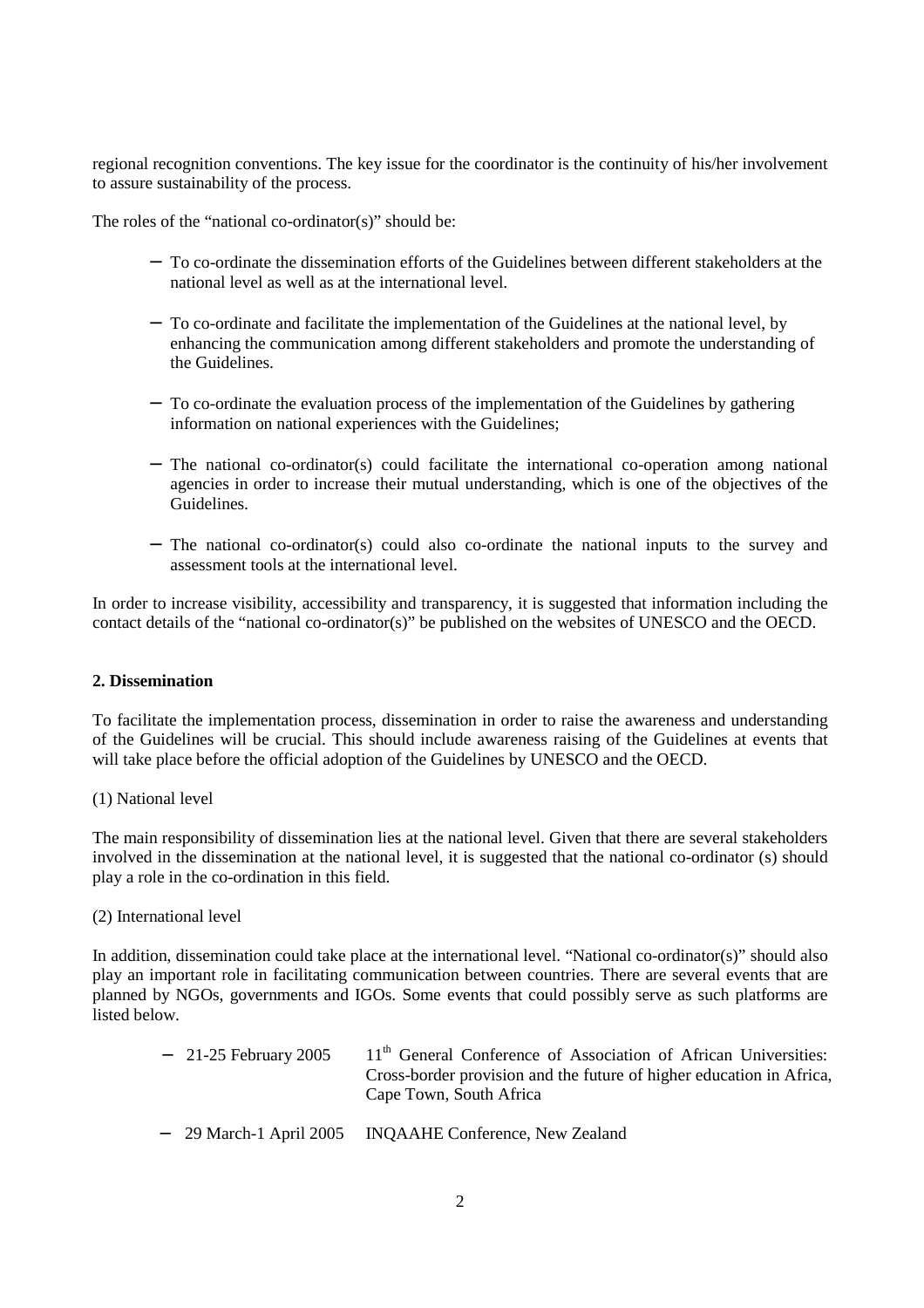regional recognition conventions. The key issue for the coordinator is the continuity of his/her involvement to assure sustainability of the process.

The roles of the "national co-ordinator(s)" should be:

- To co-ordinate the dissemination efforts of the Guidelines between different stakeholders at the national level as well as at the international level.
- To co-ordinate and facilitate the implementation of the Guidelines at the national level, by enhancing the communication among different stakeholders and promote the understanding of the Guidelines.
- To co-ordinate the evaluation process of the implementation of the Guidelines by gathering information on national experiences with the Guidelines;
- The national co-ordinator(s) could facilitate the international co-operation among national agencies in order to increase their mutual understanding, which is one of the objectives of the Guidelines.
- The national co-ordinator(s) could also co-ordinate the national inputs to the survey and assessment tools at the international level.

In order to increase visibility, accessibility and transparency, it is suggested that information including the contact details of the "national co-ordinator(s)" be published on the websites of UNESCO and the OECD.

**2. Dissemination**

To facilitate the implementation process, dissemination in order to raise the awareness and understanding of the Guidelines will be crucial. This should include awareness raising of the Guidelines at events that will take place before the official adoption of the Guidelines by UNESCO and the OECD.

(1) National level

The main responsibility of dissemination lies at the national level. Given that there are several stakeholders involved in the dissemination at the national level, it is suggested that the national co-ordinator (s) should play a role in the co-ordination in this field.

(2) International level

In addition, dissemination could take place at the international level. "National co-ordinator(s)" should also play an important role in facilitating communication between countries. There are several events that are planned by NGOs, governments and IGOs. Some events that could possibly serve as such platforms are listed below.

- 21-25 February 2005 — 11th General Conference of Association of African Universities: Cross-border provision and the future of higher education in Africa, Cape Town, South Africa
- 29 March-1 April 2005 — INQAAHE Conference, New Zealand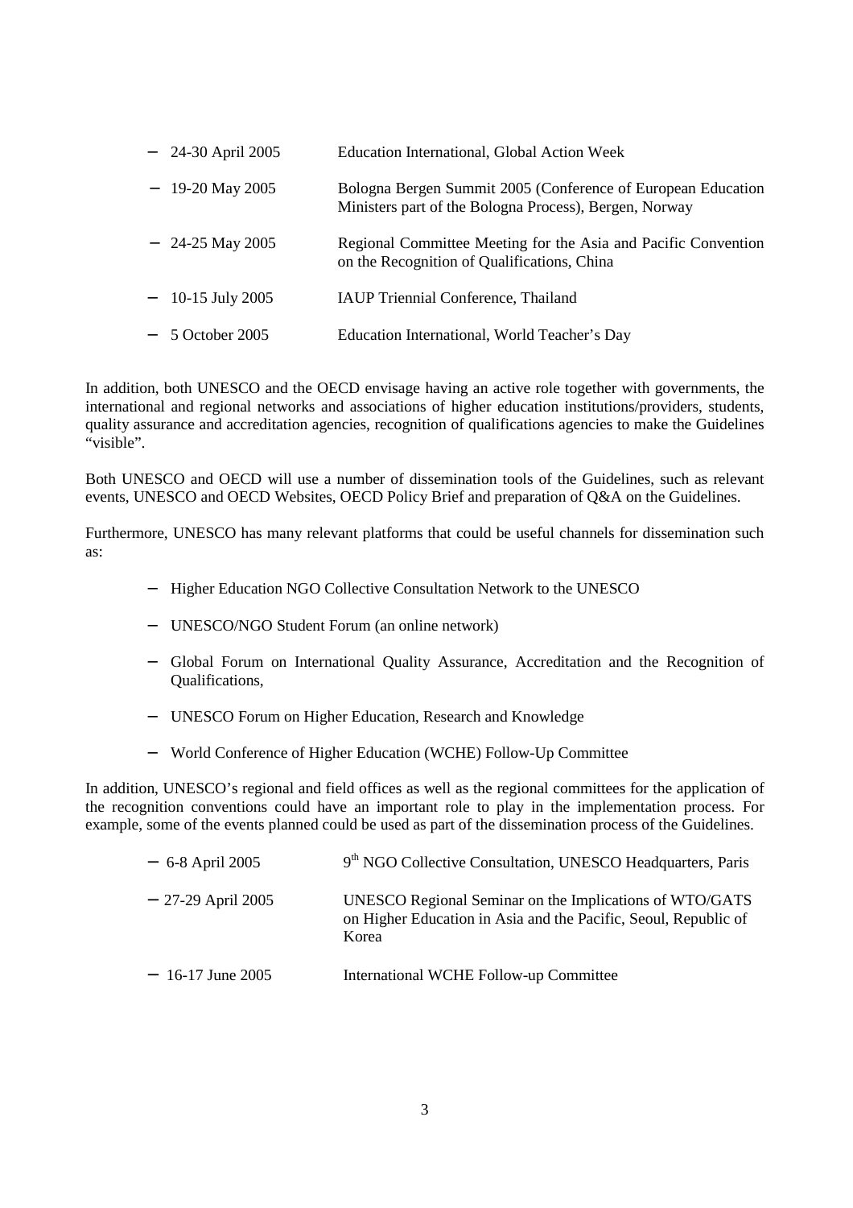- 24-30 April 2005 — Education International, Global Action Week
- 19-20 May 2005 — Bologna Bergen Summit 2005 (Conference of European Education Ministers part of the Bologna Process), Bergen, Norway
- 24-25 May 2005 — Regional Committee Meeting for the Asia and Pacific Convention on the Recognition of Qualifications, China
- 10-15 July 2005 — IAUP Triennial Conference, Thailand
- 5 October 2005 — Education International, World Teacher's Day

In addition, both UNESCO and the OECD envisage having an active role together with governments, the international and regional networks and associations of higher education institutions/providers, students, quality assurance and accreditation agencies, recognition of qualifications agencies to make the Guidelines "visible".

Both UNESCO and OECD will use a number of dissemination tools of the Guidelines, such as relevant events, UNESCO and OECD Websites, OECD Policy Brief and preparation of Q&A on the Guidelines.

Furthermore, UNESCO has many relevant platforms that could be useful channels for dissemination such as:

- Higher Education NGO Collective Consultation Network to the UNESCO
- UNESCO/NGO Student Forum (an online network)
- Global Forum on International Quality Assurance, Accreditation and the Recognition of Qualifications,
- UNESCO Forum on Higher Education, Research and Knowledge
- World Conference of Higher Education (WCHE) Follow-Up Committee

In addition, UNESCO's regional and field offices as well as the regional committees for the application of the recognition conventions could have an important role to play in the implementation process. For example, some of the events planned could be used as part of the dissemination process of the Guidelines.

- 6-8 April 2005 — 9th NGO Collective Consultation, UNESCO Headquarters, Paris
- 27-29 April 2005 — UNESCO Regional Seminar on the Implications of WTO/GATS on Higher Education in Asia and the Pacific, Seoul, Republic of Korea
- 16-17 June 2005 — International WCHE Follow-up Committee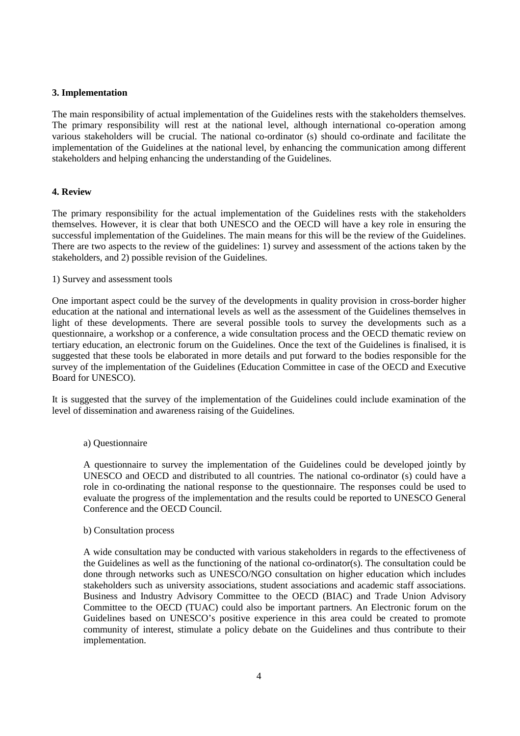### 3. Implementation

The main responsibility of actual implementation of the Guidelines rests with the stakeholders themselves. The primary responsibility will rest at the national level, although international co-operation among various stakeholders will be crucial. The national co-ordinator (s) should co-ordinate and facilitate the implementation of the Guidelines at the national level, by enhancing the communication among different stakeholders and helping enhancing the understanding of the Guidelines.

### 4. Review

The primary responsibility for the actual implementation of the Guidelines rests with the stakeholders themselves. However, it is clear that both UNESCO and the OECD will have a key role in ensuring the successful implementation of the Guidelines. The main means for this will be the review of the Guidelines. There are two aspects to the review of the guidelines: 1) survey and assessment of the actions taken by the stakeholders, and 2) possible revision of the Guidelines.

1) Survey and assessment tools

One important aspect could be the survey of the developments in quality provision in cross-border higher education at the national and international levels as well as the assessment of the Guidelines themselves in light of these developments. There are several possible tools to survey the developments such as a questionnaire, a workshop or a conference, a wide consultation process and the OECD thematic review on tertiary education, an electronic forum on the Guidelines. Once the text of the Guidelines is finalised, it is suggested that these tools be elaborated in more details and put forward to the bodies responsible for the survey of the implementation of the Guidelines (Education Committee in case of the OECD and Executive Board for UNESCO).

It is suggested that the survey of the implementation of the Guidelines could include examination of the level of dissemination and awareness raising of the Guidelines.

a) Questionnaire

A questionnaire to survey the implementation of the Guidelines could be developed jointly by UNESCO and OECD and distributed to all countries. The national co-ordinator (s) could have a role in co-ordinating the national response to the questionnaire. The responses could be used to evaluate the progress of the implementation and the results could be reported to UNESCO General Conference and the OECD Council.

b) Consultation process

A wide consultation may be conducted with various stakeholders in regards to the effectiveness of the Guidelines as well as the functioning of the national co-ordinator(s). The consultation could be done through networks such as UNESCO/NGO consultation on higher education which includes stakeholders such as university associations, student associations and academic staff associations. Business and Industry Advisory Committee to the OECD (BIAC) and Trade Union Advisory Committee to the OECD (TUAC) could also be important partners. An Electronic forum on the Guidelines based on UNESCO's positive experience in this area could be created to promote community of interest, stimulate a policy debate on the Guidelines and thus contribute to their implementation.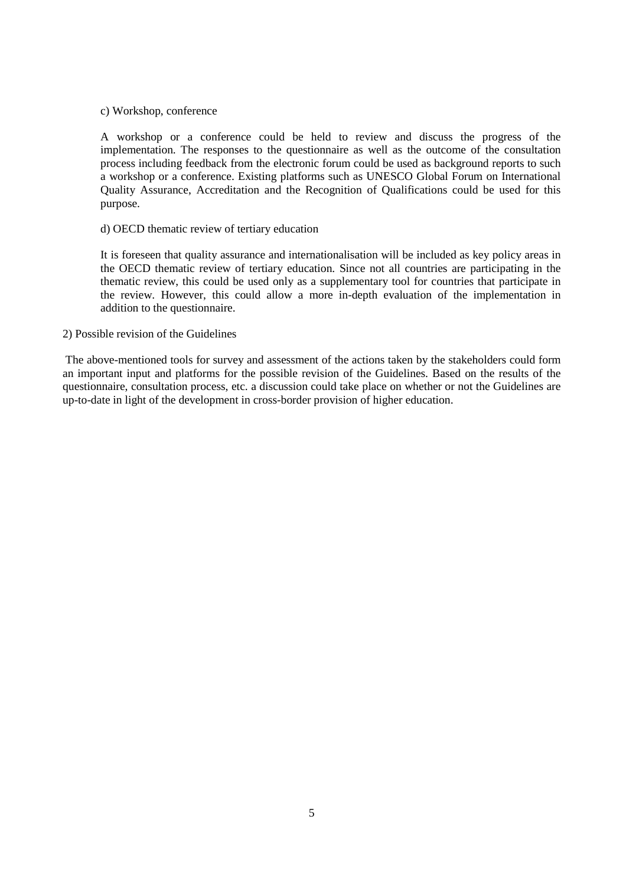c) Workshop, conference

A workshop or a conference could be held to review and discuss the progress of the implementation. The responses to the questionnaire as well as the outcome of the consultation process including feedback from the electronic forum could be used as background reports to such a workshop or a conference. Existing platforms such as UNESCO Global Forum on International Quality Assurance, Accreditation and the Recognition of Qualifications could be used for this purpose.

d) OECD thematic review of tertiary education

It is foreseen that quality assurance and internationalisation will be included as key policy areas in the OECD thematic review of tertiary education. Since not all countries are participating in the thematic review, this could be used only as a supplementary tool for countries that participate in the review. However, this could allow a more in-depth evaluation of the implementation in addition to the questionnaire.

2) Possible revision of the Guidelines

The above-mentioned tools for survey and assessment of the actions taken by the stakeholders could form an important input and platforms for the possible revision of the Guidelines. Based on the results of the questionnaire, consultation process, etc. a discussion could take place on whether or not the Guidelines are up-to-date in light of the development in cross-border provision of higher education.